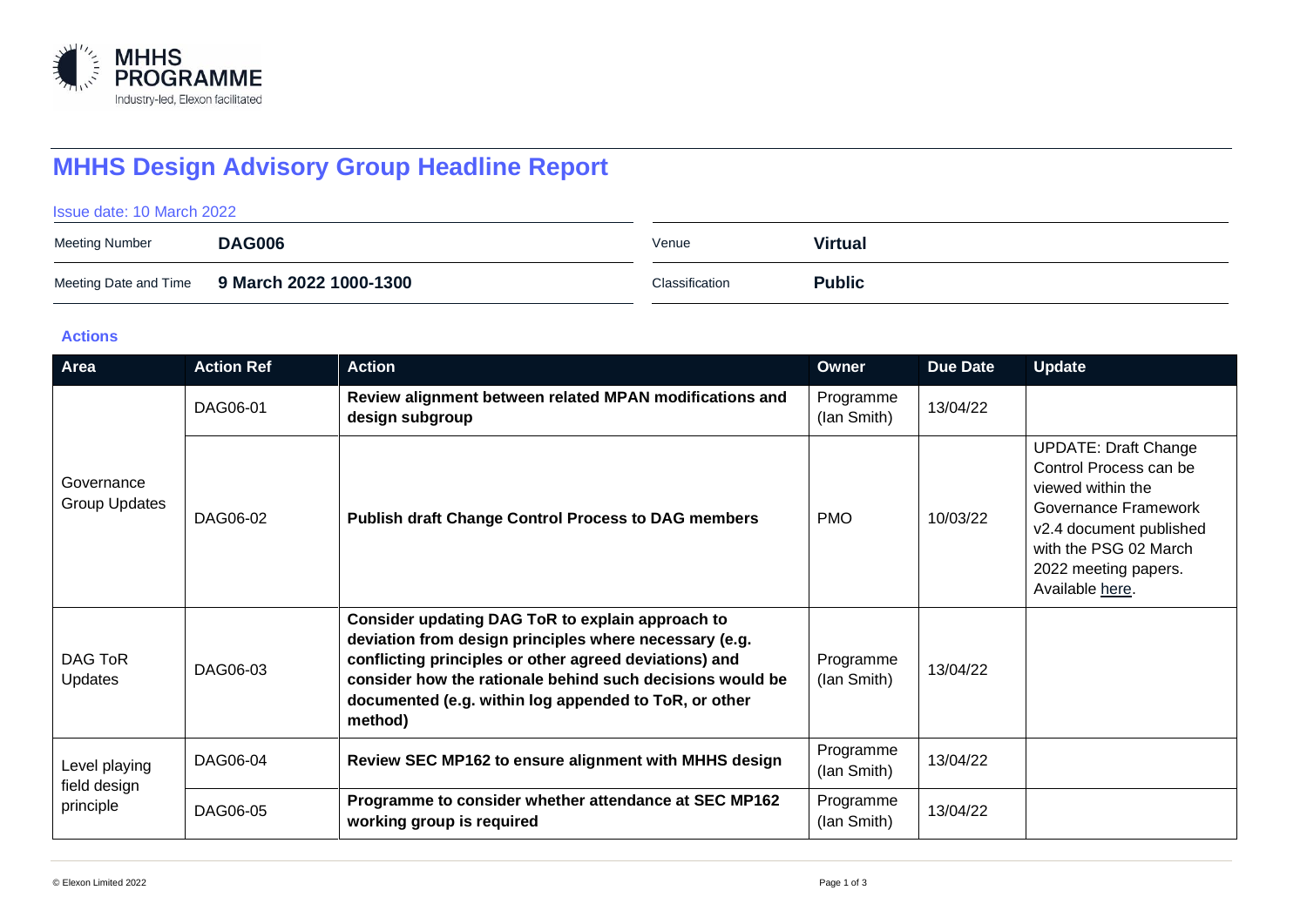# MHHS Design Advisory Group Headline Report

Issue date: 10 March 2022

| Meeting Number | **DAG006** | Venue | **Virtual** |
|---|---|---|---|
| Meeting Date and Time | **9 March 2022 1000-1300** | Classification | **Public** |

### Actions

| Area | Action Ref | Action | Owner | Due Date | Update |
|---|---|---|---|---|---|
| Governance Group Updates | DAG06-01 | **Review alignment between related MPAN modifications and design subgroup** | Programme (Ian Smith) | 13/04/22 | |
| | DAG06-02 | **Publish draft Change Control Process to DAG members** | PMO | 10/03/22 | UPDATE: Draft Change Control Process can be viewed within the Governance Framework v2.4 document published with the PSG 02 March 2022 meeting papers. Available here. |
| DAG ToR Updates | DAG06-03 | **Consider updating DAG ToR to explain approach to deviation from design principles where necessary (e.g. conflicting principles or other agreed deviations) and consider how the rationale behind such decisions would be documented (e.g. within log appended to ToR, or other method)** | Programme (Ian Smith) | 13/04/22 | |
| Level playing field design principle | DAG06-04 | **Review SEC MP162 to ensure alignment with MHHS design** | Programme (Ian Smith) | 13/04/22 | |
| | DAG06-05 | **Programme to consider whether attendance at SEC MP162 working group is required** | Programme (Ian Smith) | 13/04/22 | |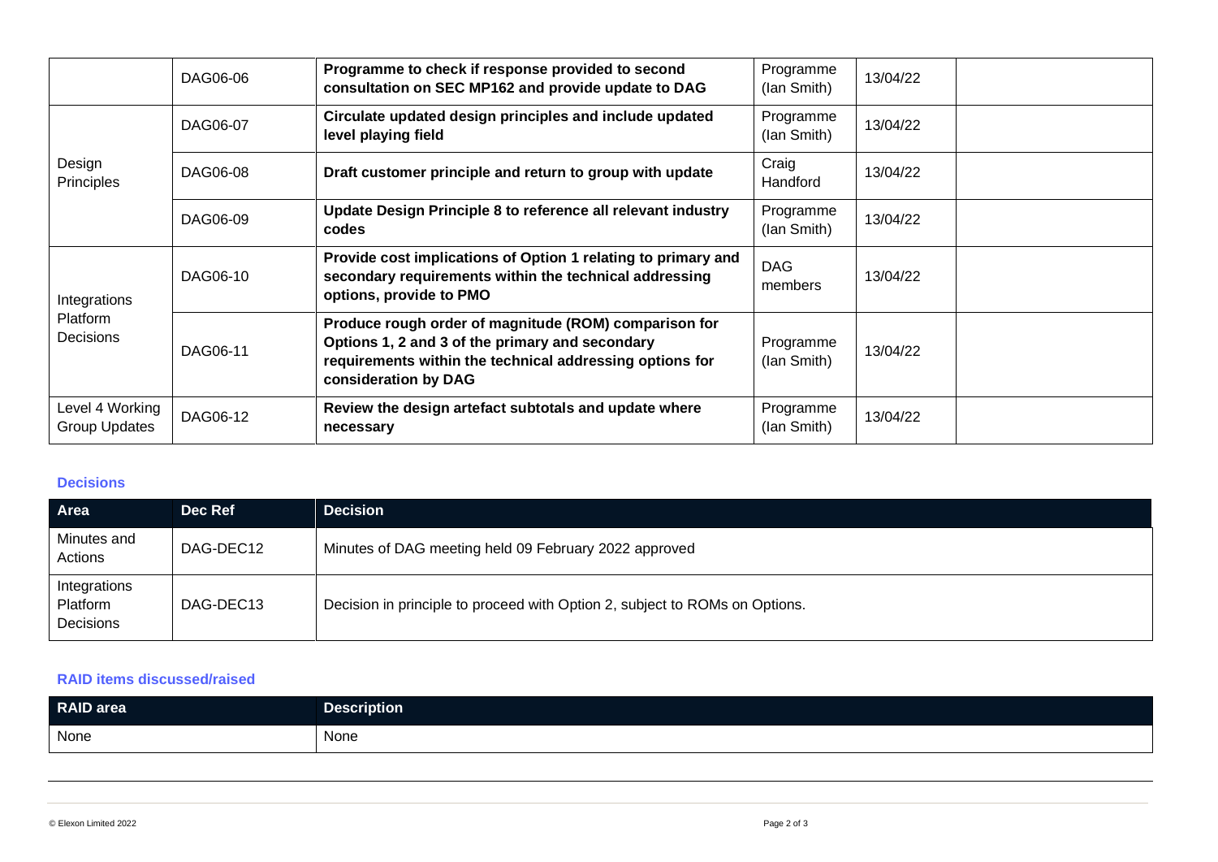| | | | | | |
|---|---|---|---|---|---|
| | DAG06-06 | **Programme to check if response provided to second consultation on SEC MP162 and provide update to DAG** | Programme (Ian Smith) | 13/04/22 | |
| Design Principles | DAG06-07 | **Circulate updated design principles and include updated level playing field** | Programme (Ian Smith) | 13/04/22 | |
| | DAG06-08 | **Draft customer principle and return to group with update** | Craig Handford | 13/04/22 | |
| | DAG06-09 | **Update Design Principle 8 to reference all relevant industry codes** | Programme (Ian Smith) | 13/04/22 | |
| Integrations Platform Decisions | DAG06-10 | **Provide cost implications of Option 1 relating to primary and secondary requirements within the technical addressing options, provide to PMO** | DAG members | 13/04/22 | |
| | DAG06-11 | **Produce rough order of magnitude (ROM) comparison for Options 1, 2 and 3 of the primary and secondary requirements within the technical addressing options for consideration by DAG** | Programme (Ian Smith) | 13/04/22 | |
| Level 4 Working Group Updates | DAG06-12 | **Review the design artefact subtotals and update where necessary** | Programme (Ian Smith) | 13/04/22 | |

### Decisions

| Area | Dec Ref | Decision |
|---|---|---|
| Minutes and Actions | DAG-DEC12 | Minutes of DAG meeting held 09 February 2022 approved |
| Integrations Platform Decisions | DAG-DEC13 | Decision in principle to proceed with Option 2, subject to ROMs on Options. |

### RAID items discussed/raised

| RAID area | Description |
|---|---|
| None | None |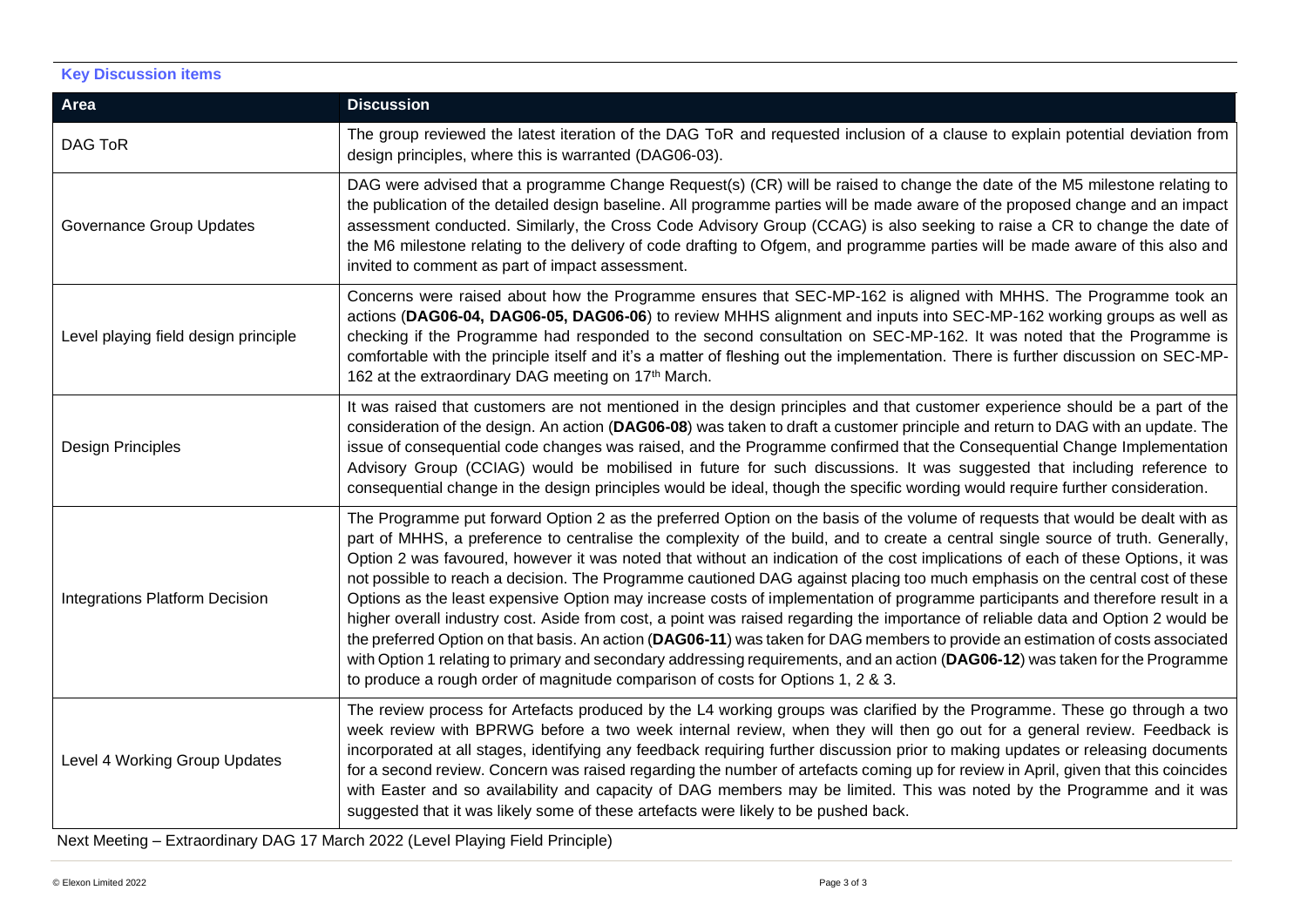## Key Discussion items

| Area | Discussion |
|---|---|
| DAG ToR | The group reviewed the latest iteration of the DAG ToR and requested inclusion of a clause to explain potential deviation from design principles, where this is warranted (DAG06-03). |
| Governance Group Updates | DAG were advised that a programme Change Request(s) (CR) will be raised to change the date of the M5 milestone relating to the publication of the detailed design baseline. All programme parties will be made aware of the proposed change and an impact assessment conducted. Similarly, the Cross Code Advisory Group (CCAG) is also seeking to raise a CR to change the date of the M6 milestone relating to the delivery of code drafting to Ofgem, and programme parties will be made aware of this also and invited to comment as part of impact assessment. |
| Level playing field design principle | Concerns were raised about how the Programme ensures that SEC-MP-162 is aligned with MHHS. The Programme took an actions (**DAG06-04, DAG06-05, DAG06-06**) to review MHHS alignment and inputs into SEC-MP-162 working groups as well as checking if the Programme had responded to the second consultation on SEC-MP-162. It was noted that the Programme is comfortable with the principle itself and it's a matter of fleshing out the implementation. There is further discussion on SEC-MP-162 at the extraordinary DAG meeting on 17th March. |
| Design Principles | It was raised that customers are not mentioned in the design principles and that customer experience should be a part of the consideration of the design. An action (**DAG06-08**) was taken to draft a customer principle and return to DAG with an update. The issue of consequential code changes was raised, and the Programme confirmed that the Consequential Change Implementation Advisory Group (CCIAG) would be mobilised in future for such discussions. It was suggested that including reference to consequential change in the design principles would be ideal, though the specific wording would require further consideration. |
| Integrations Platform Decision | The Programme put forward Option 2 as the preferred Option on the basis of the volume of requests that would be dealt with as part of MHHS, a preference to centralise the complexity of the build, and to create a central single source of truth. Generally, Option 2 was favoured, however it was noted that without an indication of the cost implications of each of these Options, it was not possible to reach a decision. The Programme cautioned DAG against placing too much emphasis on the central cost of these Options as the least expensive Option may increase costs of implementation of programme participants and therefore result in a higher overall industry cost. Aside from cost, a point was raised regarding the importance of reliable data and Option 2 would be the preferred Option on that basis. An action (**DAG06-11**) was taken for DAG members to provide an estimation of costs associated with Option 1 relating to primary and secondary addressing requirements, and an action (**DAG06-12**) was taken for the Programme to produce a rough order of magnitude comparison of costs for Options 1, 2 & 3. |
| Level 4 Working Group Updates | The review process for Artefacts produced by the L4 working groups was clarified by the Programme. These go through a two week review with BPRWG before a two week internal review, when they will then go out for a general review. Feedback is incorporated at all stages, identifying any feedback requiring further discussion prior to making updates or releasing documents for a second review. Concern was raised regarding the number of artefacts coming up for review in April, given that this coincides with Easter and so availability and capacity of DAG members may be limited. This was noted by the Programme and it was suggested that it was likely some of these artefacts were likely to be pushed back. |

Next Meeting – Extraordinary DAG 17 March 2022 (Level Playing Field Principle)

© Elexon Limited 2022